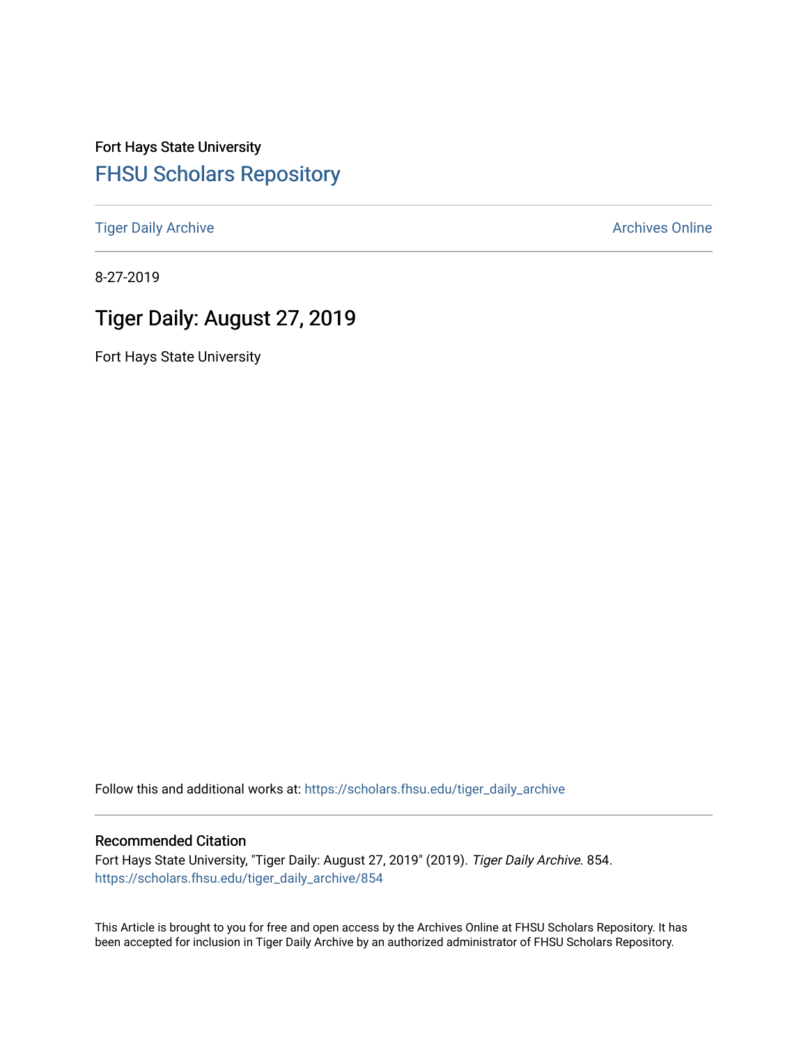Fort Hays State University

# FHSU Scholars Repository

Tiger Daily Archive

Archives Online

8-27-2019

## Tiger Daily: August 27, 2019

Fort Hays State University

Follow this and additional works at: https://scholars.fhsu.edu/tiger_daily_archive

### Recommended Citation

Fort Hays State University, "Tiger Daily: August 27, 2019" (2019). *Tiger Daily Archive*. 854.
https://scholars.fhsu.edu/tiger_daily_archive/854

This Article is brought to you for free and open access by the Archives Online at FHSU Scholars Repository. It has been accepted for inclusion in Tiger Daily Archive by an authorized administrator of FHSU Scholars Repository.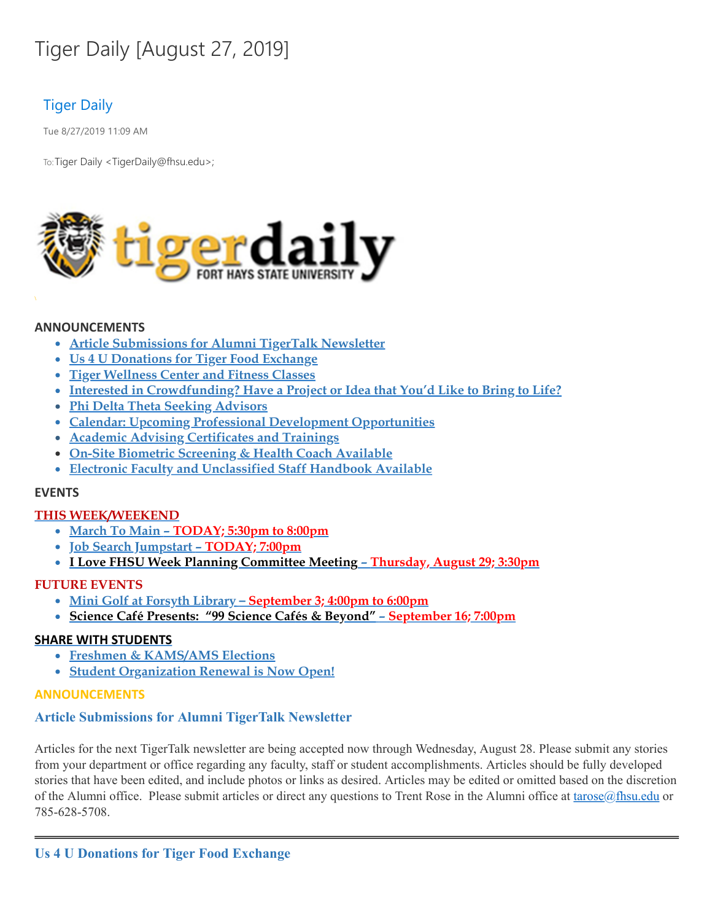# Tiger Daily [August 27, 2019]

Tiger Daily

Tue 8/27/2019 11:09 AM

To: Tiger Daily <TigerDaily@fhsu.edu>;

tigerdaily FORT HAYS STATE UNIVERSITY

**ANNOUNCEMENTS**

- Article Submissions for Alumni TigerTalk Newsletter
- Us 4 U Donations for Tiger Food Exchange
- Tiger Wellness Center and Fitness Classes
- Interested in Crowdfunding? Have a Project or Idea that You'd Like to Bring to Life?
- Phi Delta Theta Seeking Advisors
- Calendar: Upcoming Professional Development Opportunities
- Academic Advising Certificates and Trainings
- On-Site Biometric Screening & Health Coach Available
- Electronic Faculty and Unclassified Staff Handbook Available

**EVENTS**

**THIS WEEK/WEEKEND**

- March To Main – TODAY; 5:30pm to 8:00pm
- Job Search Jumpstart – TODAY; 7:00pm
- I Love FHSU Week Planning Committee Meeting – Thursday, August 29; 3:30pm

**FUTURE EVENTS**

- Mini Golf at Forsyth Library – September 3; 4:00pm to 6:00pm
- Science Café Presents: "99 Science Cafés & Beyond" – September 16; 7:00pm

**SHARE WITH STUDENTS**

- Freshmen & KAMS/AMS Elections
- Student Organization Renewal is Now Open!

**ANNOUNCEMENTS**

### Article Submissions for Alumni TigerTalk Newsletter

Articles for the next TigerTalk newsletter are being accepted now through Wednesday, August 28. Please submit any stories from your department or office regarding any faculty, staff or student accomplishments. Articles should be fully developed stories that have been edited, and include photos or links as desired. Articles may be edited or omitted based on the discretion of the Alumni office. Please submit articles or direct any questions to Trent Rose in the Alumni office at tarose@fhsu.edu or 785-628-5708.

---

### Us 4 U Donations for Tiger Food Exchange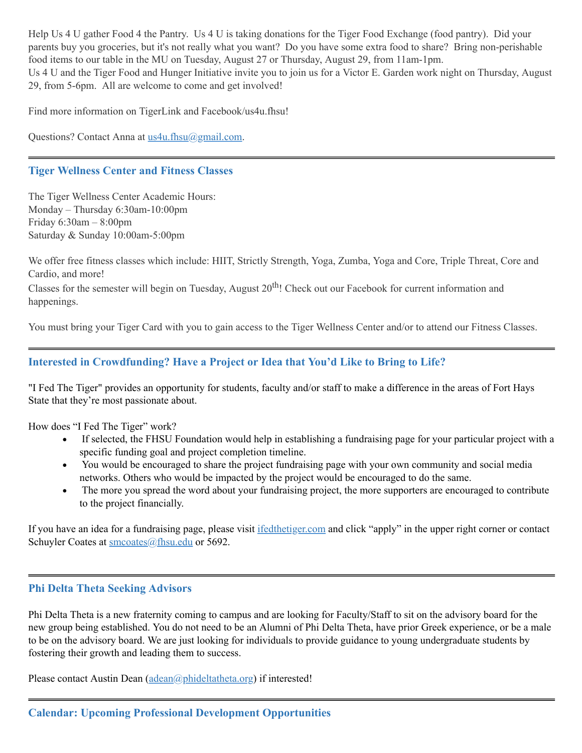Help Us 4 U gather Food 4 the Pantry. Us 4 U is taking donations for the Tiger Food Exchange (food pantry). Did your parents buy you groceries, but it's not really what you want? Do you have some extra food to share? Bring non-perishable food items to our table in the MU on Tuesday, August 27 or Thursday, August 29, from 11am-1pm.
Us 4 U and the Tiger Food and Hunger Initiative invite you to join us for a Victor E. Garden work night on Thursday, August 29, from 5-6pm. All are welcome to come and get involved!

Find more information on TigerLink and Facebook/us4u.fhsu!

Questions? Contact Anna at us4u.fhsu@gmail.com.

---

### Tiger Wellness Center and Fitness Classes

The Tiger Wellness Center Academic Hours:
Monday – Thursday 6:30am-10:00pm
Friday 6:30am – 8:00pm
Saturday & Sunday 10:00am-5:00pm

We offer free fitness classes which include: HIIT, Strictly Strength, Yoga, Zumba, Yoga and Core, Triple Threat, Core and Cardio, and more!
Classes for the semester will begin on Tuesday, August 20th! Check out our Facebook for current information and happenings.

You must bring your Tiger Card with you to gain access to the Tiger Wellness Center and/or to attend our Fitness Classes.

---

### Interested in Crowdfunding? Have a Project or Idea that You'd Like to Bring to Life?

"I Fed The Tiger" provides an opportunity for students, faculty and/or staff to make a difference in the areas of Fort Hays State that they're most passionate about.

How does "I Fed The Tiger" work?

- If selected, the FHSU Foundation would help in establishing a fundraising page for your particular project with a specific funding goal and project completion timeline.
- You would be encouraged to share the project fundraising page with your own community and social media networks. Others who would be impacted by the project would be encouraged to do the same.
- The more you spread the word about your fundraising project, the more supporters are encouraged to contribute to the project financially.

If you have an idea for a fundraising page, please visit ifedthetiger.com and click "apply" in the upper right corner or contact Schuyler Coates at smcoates@fhsu.edu or 5692.

---

### Phi Delta Theta Seeking Advisors

Phi Delta Theta is a new fraternity coming to campus and are looking for Faculty/Staff to sit on the advisory board for the new group being established. You do not need to be an Alumni of Phi Delta Theta, have prior Greek experience, or be a male to be on the advisory board. We are just looking for individuals to provide guidance to young undergraduate students by fostering their growth and leading them to success.

Please contact Austin Dean (adean@phideltatheta.org) if interested!

---

### Calendar: Upcoming Professional Development Opportunities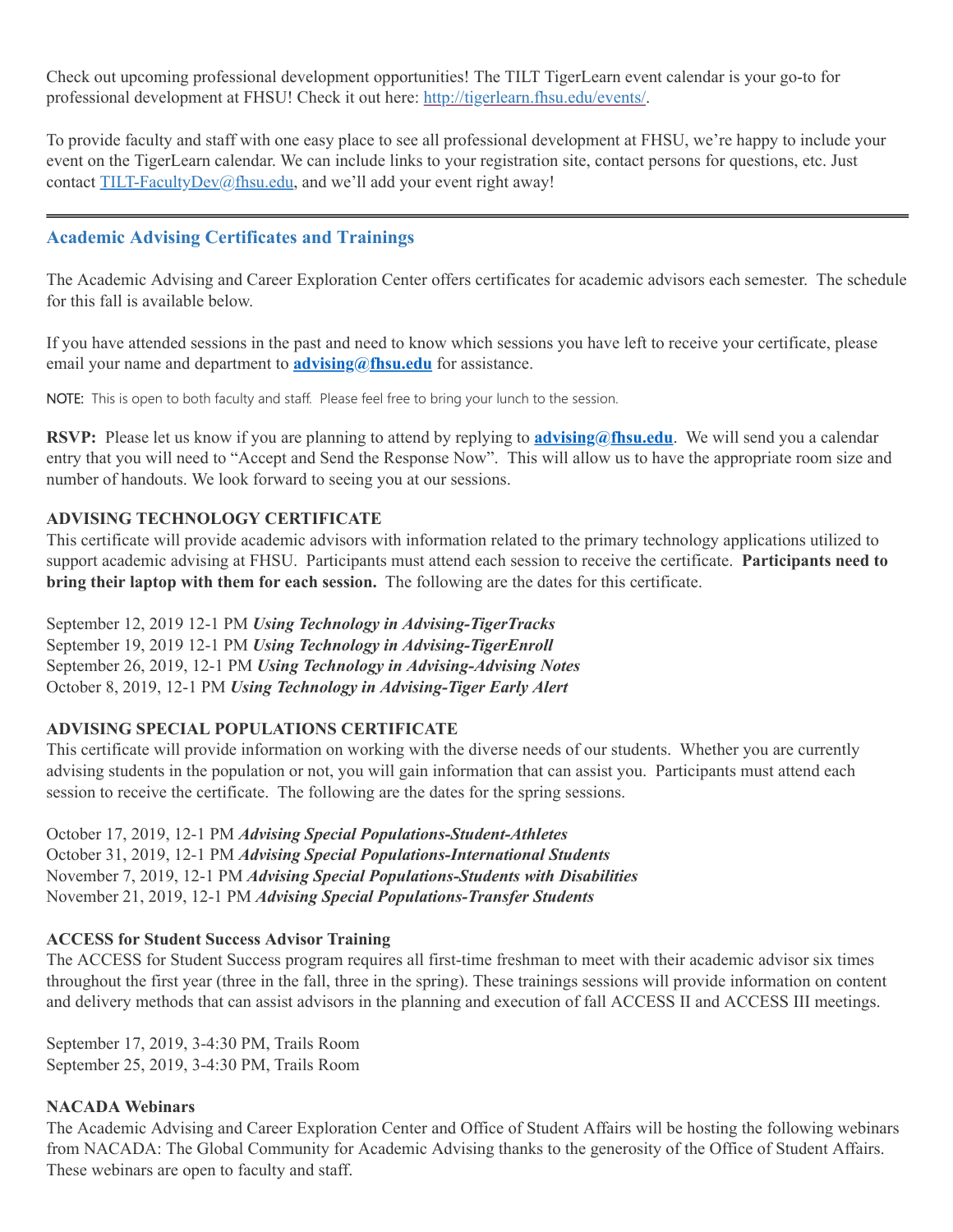Check out upcoming professional development opportunities! The TILT TigerLearn event calendar is your go-to for professional development at FHSU! Check it out here: [http://tigerlearn.fhsu.edu/events/](http://tigerlearn.fhsu.edu/events/).

To provide faculty and staff with one easy place to see all professional development at FHSU, we're happy to include your event on the TigerLearn calendar. We can include links to your registration site, contact persons for questions, etc. Just contact [TILT-FacultyDev@fhsu.edu](mailto:TILT-FacultyDev@fhsu.edu), and we'll add your event right away!

---

## Academic Advising Certificates and Trainings

The Academic Advising and Career Exploration Center offers certificates for academic advisors each semester. The schedule for this fall is available below.

If you have attended sessions in the past and need to know which sessions you have left to receive your certificate, please email your name and department to **[advising@fhsu.edu](mailto:advising@fhsu.edu)** for assistance.

NOTE: This is open to both faculty and staff. Please feel free to bring your lunch to the session.

**RSVP:** Please let us know if you are planning to attend by replying to **[advising@fhsu.edu](mailto:advising@fhsu.edu)**. We will send you a calendar entry that you will need to "Accept and Send the Response Now". This will allow us to have the appropriate room size and number of handouts. We look forward to seeing you at our sessions.

**ADVISING TECHNOLOGY CERTIFICATE**
This certificate will provide academic advisors with information related to the primary technology applications utilized to support academic advising at FHSU. Participants must attend each session to receive the certificate. **Participants need to bring their laptop with them for each session.** The following are the dates for this certificate.

September 12, 2019 12-1 PM ***Using Technology in Advising-TigerTracks***
September 19, 2019 12-1 PM ***Using Technology in Advising-TigerEnroll***
September 26, 2019, 12-1 PM ***Using Technology in Advising-Advising Notes***
October 8, 2019, 12-1 PM ***Using Technology in Advising-Tiger Early Alert***

**ADVISING SPECIAL POPULATIONS CERTIFICATE**
This certificate will provide information on working with the diverse needs of our students. Whether you are currently advising students in the population or not, you will gain information that can assist you. Participants must attend each session to receive the certificate. The following are the dates for the spring sessions.

October 17, 2019, 12-1 PM ***Advising Special Populations-Student-Athletes***
October 31, 2019, 12-1 PM ***Advising Special Populations-International Students***
November 7, 2019, 12-1 PM ***Advising Special Populations-Students with Disabilities***
November 21, 2019, 12-1 PM ***Advising Special Populations-Transfer Students***

**ACCESS for Student Success Advisor Training**
The ACCESS for Student Success program requires all first-time freshman to meet with their academic advisor six times throughout the first year (three in the fall, three in the spring). These trainings sessions will provide information on content and delivery methods that can assist advisors in the planning and execution of fall ACCESS II and ACCESS III meetings.

September 17, 2019, 3-4:30 PM, Trails Room
September 25, 2019, 3-4:30 PM, Trails Room

**NACADA Webinars**
The Academic Advising and Career Exploration Center and Office of Student Affairs will be hosting the following webinars from NACADA: The Global Community for Academic Advising thanks to the generosity of the Office of Student Affairs. These webinars are open to faculty and staff.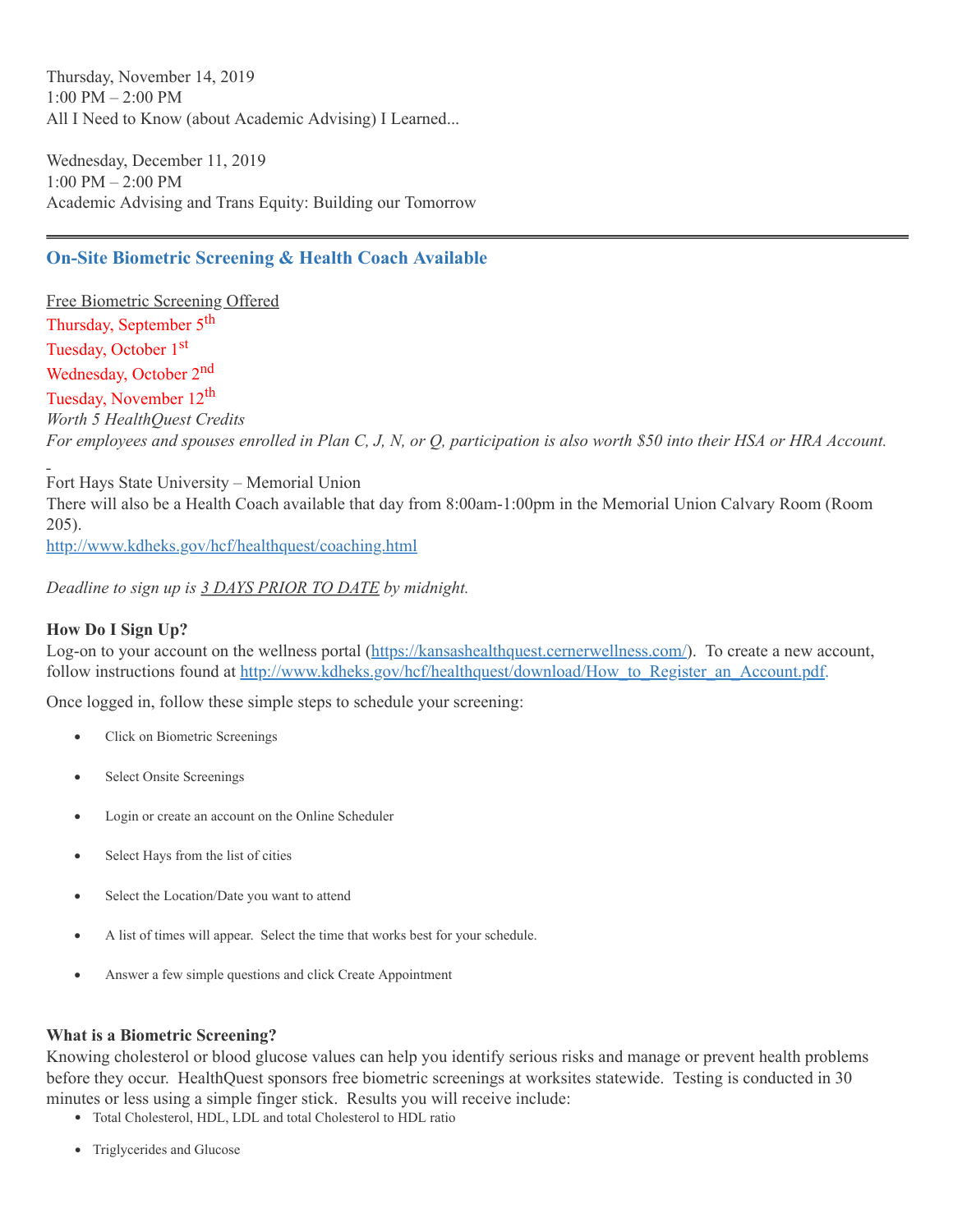Thursday, November 14, 2019
1:00 PM – 2:00 PM
All I Need to Know (about Academic Advising) I Learned...

Wednesday, December 11, 2019
1:00 PM – 2:00 PM
Academic Advising and Trans Equity: Building our Tomorrow

---

## On-Site Biometric Screening & Health Coach Available

Free Biometric Screening Offered
Thursday, September 5th
Tuesday, October 1st
Wednesday, October 2nd
Tuesday, November 12th
*Worth 5 HealthQuest Credits*
*For employees and spouses enrolled in Plan C, J, N, or Q, participation is also worth $50 into their HSA or HRA Account.*

Fort Hays State University – Memorial Union
There will also be a Health Coach available that day from 8:00am-1:00pm in the Memorial Union Calvary Room (Room 205).
http://www.kdheks.gov/hcf/healthquest/coaching.html

*Deadline to sign up is 3 DAYS PRIOR TO DATE by midnight.*

**How Do I Sign Up?**
Log-on to your account on the wellness portal (https://kansashealthquest.cernerwellness.com/). To create a new account, follow instructions found at http://www.kdheks.gov/hcf/healthquest/download/How_to_Register_an_Account.pdf.

Once logged in, follow these simple steps to schedule your screening:

- Click on Biometric Screenings
- Select Onsite Screenings
- Login or create an account on the Online Scheduler
- Select Hays from the list of cities
- Select the Location/Date you want to attend
- A list of times will appear. Select the time that works best for your schedule.
- Answer a few simple questions and click Create Appointment

**What is a Biometric Screening?**
Knowing cholesterol or blood glucose values can help you identify serious risks and manage or prevent health problems before they occur. HealthQuest sponsors free biometric screenings at worksites statewide. Testing is conducted in 30 minutes or less using a simple finger stick. Results you will receive include:

- Total Cholesterol, HDL, LDL and total Cholesterol to HDL ratio
- Triglycerides and Glucose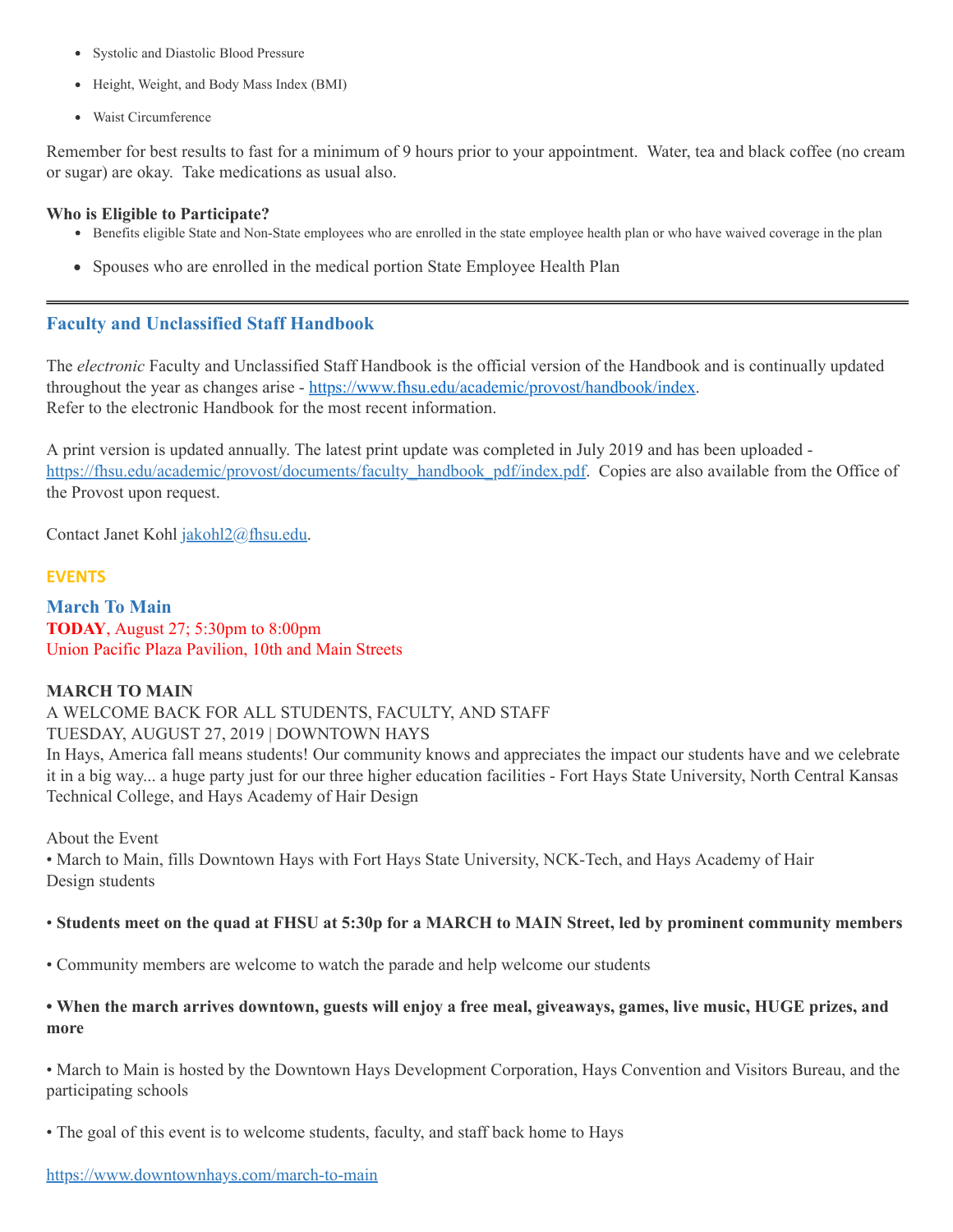- Systolic and Diastolic Blood Pressure
- Height, Weight, and Body Mass Index (BMI)
- Waist Circumference

Remember for best results to fast for a minimum of 9 hours prior to your appointment. Water, tea and black coffee (no cream or sugar) are okay. Take medications as usual also.

**Who is Eligible to Participate?**

- Benefits eligible State and Non-State employees who are enrolled in the state employee health plan or who have waived coverage in the plan
- Spouses who are enrolled in the medical portion State Employee Health Plan

---

## Faculty and Unclassified Staff Handbook

The *electronic* Faculty and Unclassified Staff Handbook is the official version of the Handbook and is continually updated throughout the year as changes arise - https://www.fhsu.edu/academic/provost/handbook/index.
Refer to the electronic Handbook for the most recent information.

A print version is updated annually. The latest print update was completed in July 2019 and has been uploaded - https://fhsu.edu/academic/provost/documents/faculty_handbook_pdf/index.pdf. Copies are also available from the Office of the Provost upon request.

Contact Janet Kohl jakohl2@fhsu.edu.

## EVENTS

### March To Main

**TODAY**, August 27; 5:30pm to 8:00pm
Union Pacific Plaza Pavilion, 10th and Main Streets

**MARCH TO MAIN**
A WELCOME BACK FOR ALL STUDENTS, FACULTY, AND STAFF
TUESDAY, AUGUST 27, 2019 | DOWNTOWN HAYS
In Hays, America fall means students! Our community knows and appreciates the impact our students have and we celebrate it in a big way... a huge party just for our three higher education facilities - Fort Hays State University, North Central Kansas Technical College, and Hays Academy of Hair Design

About the Event
• March to Main, fills Downtown Hays with Fort Hays State University, NCK-Tech, and Hays Academy of Hair Design students

**• Students meet on the quad at FHSU at 5:30p for a MARCH to MAIN Street, led by prominent community members**

• Community members are welcome to watch the parade and help welcome our students

**• When the march arrives downtown, guests will enjoy a free meal, giveaways, games, live music, HUGE prizes, and more**

• March to Main is hosted by the Downtown Hays Development Corporation, Hays Convention and Visitors Bureau, and the participating schools

• The goal of this event is to welcome students, faculty, and staff back home to Hays

https://www.downtownhays.com/march-to-main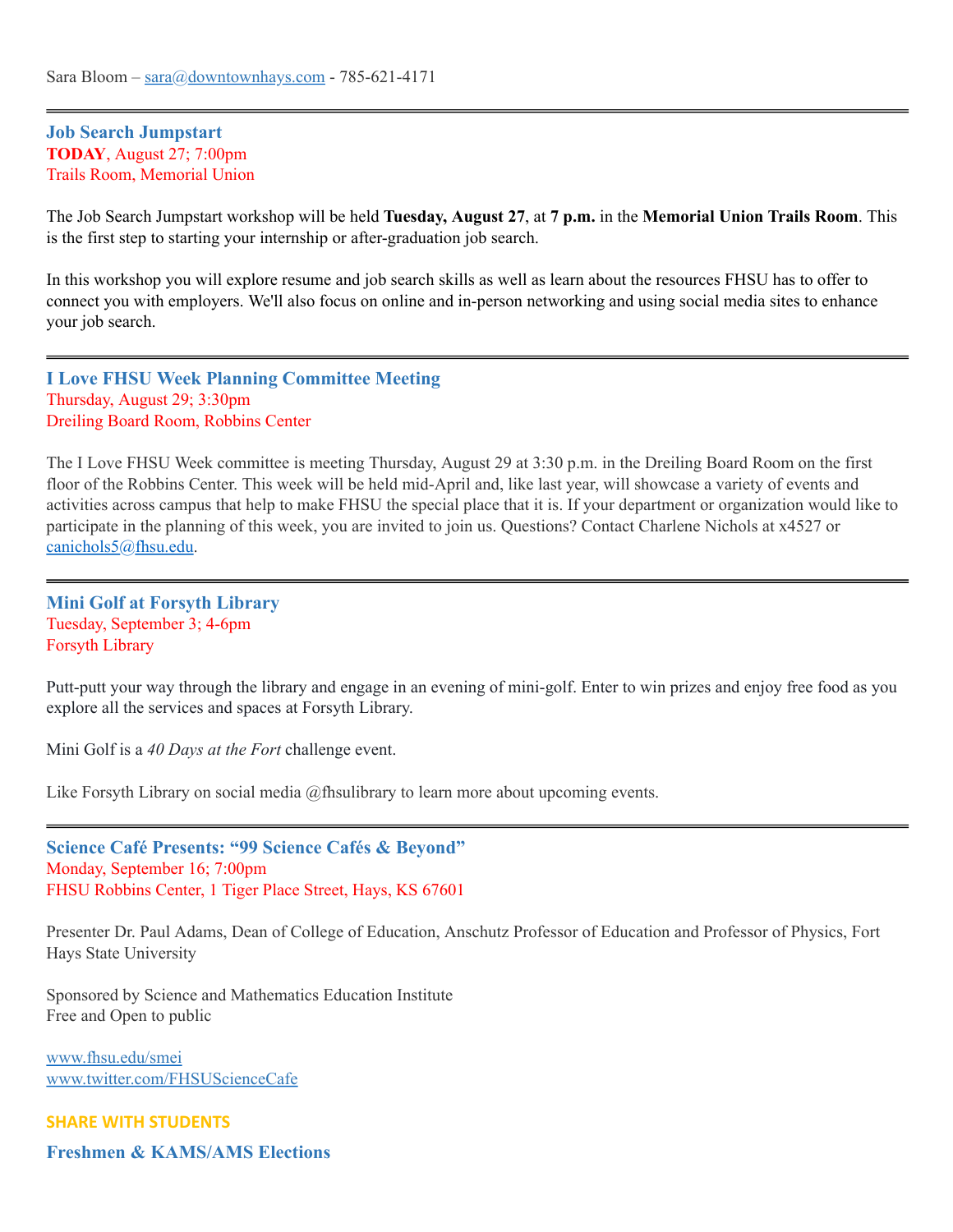Sara Bloom – sara@downtownhays.com - 785-621-4171

---

### Job Search Jumpstart

**TODAY**, August 27; 7:00pm
Trails Room, Memorial Union

The Job Search Jumpstart workshop will be held **Tuesday, August 27**, at **7 p.m.** in the **Memorial Union Trails Room**. This is the first step to starting your internship or after-graduation job search.

In this workshop you will explore resume and job search skills as well as learn about the resources FHSU has to offer to connect you with employers. We'll also focus on online and in-person networking and using social media sites to enhance your job search.

---

### I Love FHSU Week Planning Committee Meeting

Thursday, August 29; 3:30pm
Dreiling Board Room, Robbins Center

The I Love FHSU Week committee is meeting Thursday, August 29 at 3:30 p.m. in the Dreiling Board Room on the first floor of the Robbins Center. This week will be held mid-April and, like last year, will showcase a variety of events and activities across campus that help to make FHSU the special place that it is. If your department or organization would like to participate in the planning of this week, you are invited to join us. Questions? Contact Charlene Nichols at x4527 or canichols5@fhsu.edu.

---

### Mini Golf at Forsyth Library

Tuesday, September 3; 4-6pm
Forsyth Library

Putt-putt your way through the library and engage in an evening of mini-golf. Enter to win prizes and enjoy free food as you explore all the services and spaces at Forsyth Library.

Mini Golf is a *40 Days at the Fort* challenge event.

Like Forsyth Library on social media @fhsulibrary to learn more about upcoming events.

---

### Science Café Presents: "99 Science Cafés & Beyond"

Monday, September 16; 7:00pm
FHSU Robbins Center, 1 Tiger Place Street, Hays, KS 67601

Presenter Dr. Paul Adams, Dean of College of Education, Anschutz Professor of Education and Professor of Physics, Fort Hays State University

Sponsored by Science and Mathematics Education Institute
Free and Open to public

www.fhsu.edu/smei
www.twitter.com/FHSUScienceCafe

## SHARE WITH STUDENTS

### Freshmen & KAMS/AMS Elections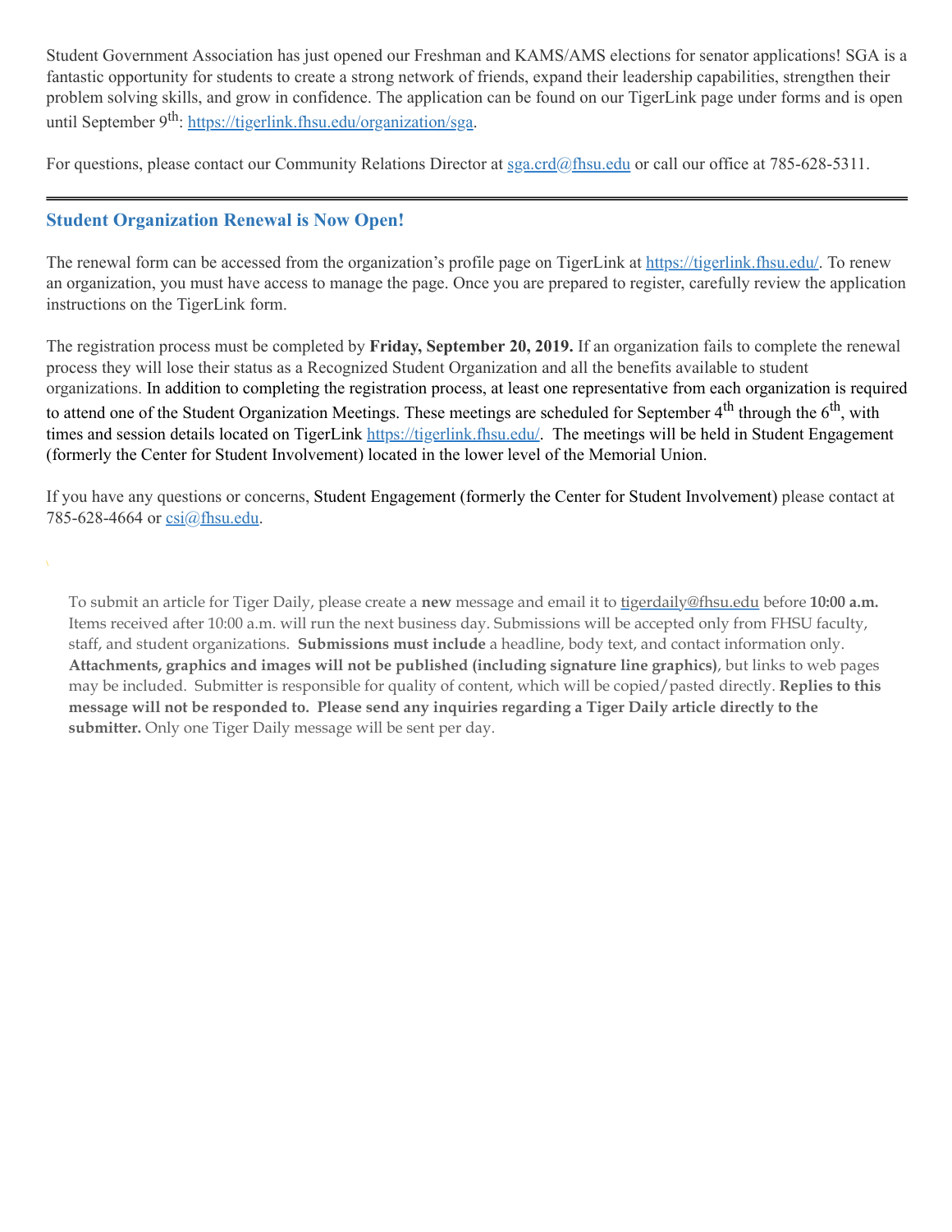Student Government Association has just opened our Freshman and KAMS/AMS elections for senator applications! SGA is a fantastic opportunity for students to create a strong network of friends, expand their leadership capabilities, strengthen their problem solving skills, and grow in confidence. The application can be found on our TigerLink page under forms and is open until September 9th: https://tigerlink.fhsu.edu/organization/sga.

For questions, please contact our Community Relations Director at sga.crd@fhsu.edu or call our office at 785-628-5311.

---

### Student Organization Renewal is Now Open!

The renewal form can be accessed from the organization's profile page on TigerLink at https://tigerlink.fhsu.edu/. To renew an organization, you must have access to manage the page. Once you are prepared to register, carefully review the application instructions on the TigerLink form.

The registration process must be completed by **Friday, September 20, 2019.** If an organization fails to complete the renewal process they will lose their status as a Recognized Student Organization and all the benefits available to student organizations. In addition to completing the registration process, at least one representative from each organization is required to attend one of the Student Organization Meetings. These meetings are scheduled for September 4th through the 6th, with times and session details located on TigerLink https://tigerlink.fhsu.edu/. The meetings will be held in Student Engagement (formerly the Center for Student Involvement) located in the lower level of the Memorial Union.

If you have any questions or concerns, Student Engagement (formerly the Center for Student Involvement) please contact at 785-628-4664 or csi@fhsu.edu.

To submit an article for Tiger Daily, please create a **new** message and email it to tigerdaily@fhsu.edu before **10:00 a.m.** Items received after 10:00 a.m. will run the next business day. Submissions will be accepted only from FHSU faculty, staff, and student organizations. **Submissions must include** a headline, body text, and contact information only. **Attachments, graphics and images will not be published (including signature line graphics)**, but links to web pages may be included. Submitter is responsible for quality of content, which will be copied/pasted directly. **Replies to this message will not be responded to. Please send any inquiries regarding a Tiger Daily article directly to the submitter.** Only one Tiger Daily message will be sent per day.